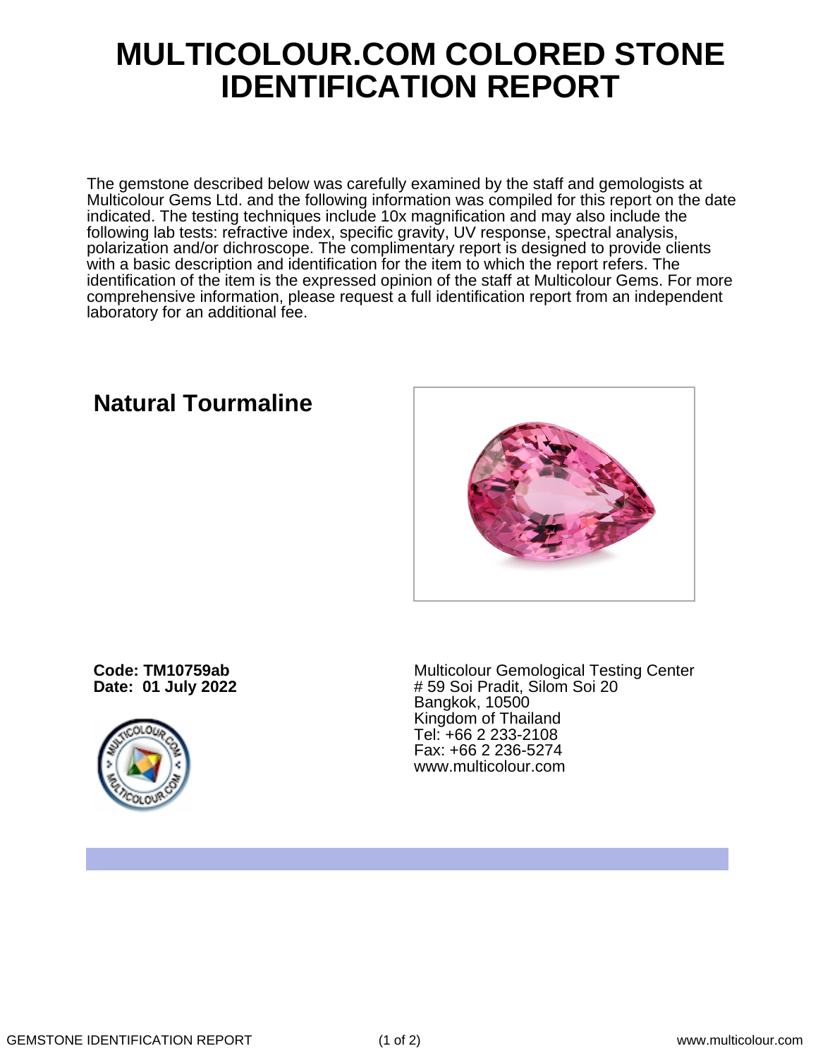# MULTICOLOUR.COM COLORED STONE IDENTIFICATION REPORT

The gemstone described below was carefully examined by the staff and gemologists at Multicolour Gems Ltd. and the following information was compiled for this report on the date indicated. The testing techniques include 10x magnification and may also include the following lab tests: refractive index, specific gravity, UV response, spectral analysis, polarization and/or dichroscope. The complimentary report is designed to provide clients with a basic description and identification for the item to which the report refers. The identification of the item is the expressed opinion of the staff at Multicolour Gems. For more comprehensive information, please request a full identification report from an independent laboratory for an additional fee.

## Natural Tourmaline

**Code: TM10759ab**
**Date: 01 July 2022**

Multicolour Gemological Testing Center
# 59 Soi Pradit, Silom Soi 20
Bangkok, 10500
Kingdom of Thailand
Tel: +66 2 233-2108
Fax: +66 2 236-5274
www.multicolour.com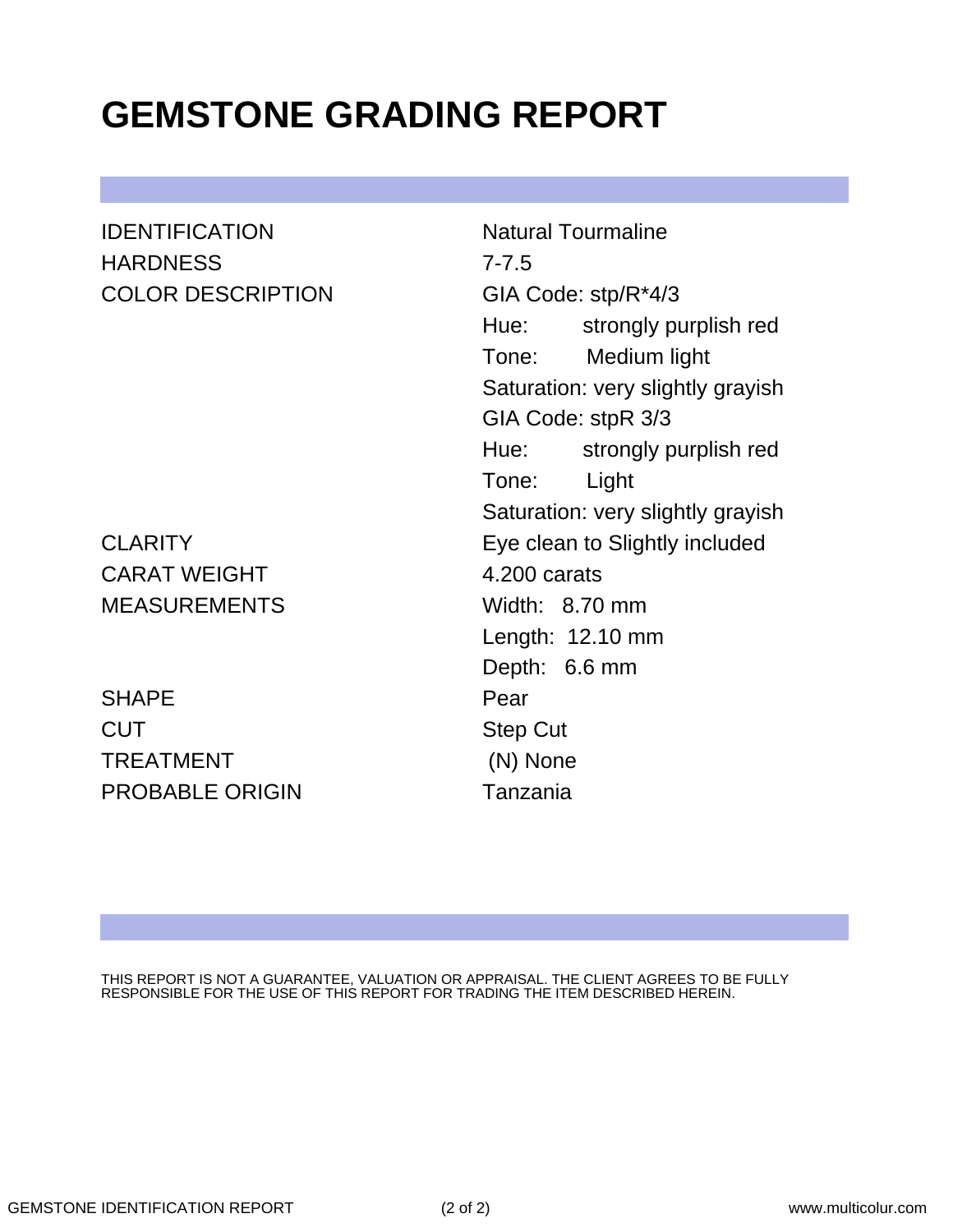# GEMSTONE GRADING REPORT

| | |
|---|---|
| IDENTIFICATION | Natural Tourmaline |
| HARDNESS | 7-7.5 |
| COLOR DESCRIPTION | GIA Code: stp/R*4/3 |
| | Hue: strongly purplish red |
| | Tone: Medium light |
| | Saturation: very slightly grayish |
| | GIA Code: stpR 3/3 |
| | Hue: strongly purplish red |
| | Tone: Light |
| | Saturation: very slightly grayish |
| CLARITY | Eye clean to Slightly included |
| CARAT WEIGHT | 4.200 carats |
| MEASUREMENTS | Width: 8.70 mm |
| | Length: 12.10 mm |
| | Depth: 6.6 mm |
| SHAPE | Pear |
| CUT | Step Cut |
| TREATMENT | (N) None |
| PROBABLE ORIGIN | Tanzania |

THIS REPORT IS NOT A GUARANTEE, VALUATION OR APPRAISAL. THE CLIENT AGREES TO BE FULLY RESPONSIBLE FOR THE USE OF THIS REPORT FOR TRADING THE ITEM DESCRIBED HEREIN.